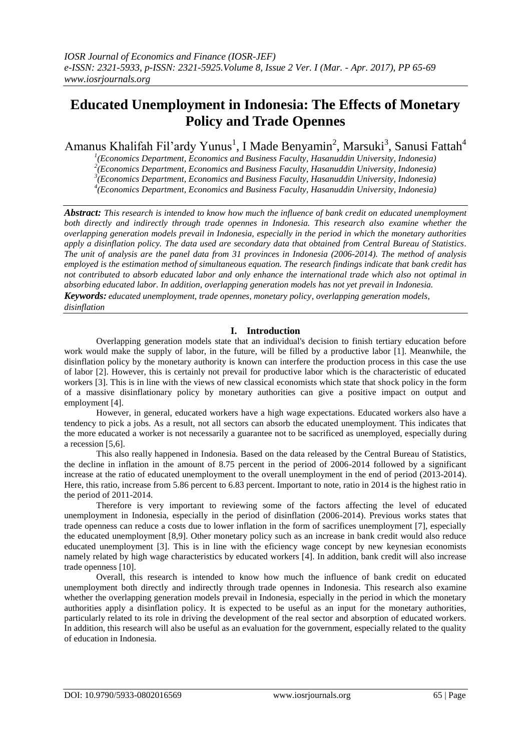# Educated Unemployment in Indonesia: The Effects of Monetary Policy and Trade Opennes

Amanus Khalifah Fil'ardy Yunus[1], I Made Benyamin[2], Marsuki[3], Sanusi Fattah[4]

[1](Economics Department, Economics and Business Faculty, Hasanuddin University, Indonesia)
[2](Economics Department, Economics and Business Faculty, Hasanuddin University, Indonesia)
[3](Economics Department, Economics and Business Faculty, Hasanuddin University, Indonesia)
[4](Economics Department, Economics and Business Faculty, Hasanuddin University, Indonesia)

***Abstract:*** *This research is intended to know how much the influence of bank credit on educated unemployment both directly and indirectly through trade opennes in Indonesia. This research also examine whether the overlapping generation models prevail in Indonesia, especially in the period in which the monetary authorities apply a disinflation policy. The data used are secondary data that obtained from Central Bureau of Statistics. The unit of analysis are the panel data from 31 provinces in Indonesia (2006-2014). The method of analysis employed is the estimation method of simultaneous equation. The research findings indicate that bank credit has not contributed to absorb educated labor and only enhance the international trade which also not optimal in absorbing educated labor. In addition, overlapping generation models has not yet prevail in Indonesia.*

***Keywords:*** *educated unemployment, trade opennes, monetary policy, overlapping generation models, disinflation*

## I. Introduction

Overlapping generation models state that an individual's decision to finish tertiary education before work would make the supply of labor, in the future, will be filled by a productive labor [1]. Meanwhile, the disinflation policy by the monetary authority is known can interfere the production process in this case the use of labor [2]. However, this is certainly not prevail for productive labor which is the characteristic of educated workers [3]. This is in line with the views of new classical economists which state that shock policy in the form of a massive disinflationary policy by monetary authorities can give a positive impact on output and employment [4].

However, in general, educated workers have a high wage expectations. Educated workers also have a tendency to pick a jobs. As a result, not all sectors can absorb the educated unemployment. This indicates that the more educated a worker is not necessarily a guarantee not to be sacrificed as unemployed, especially during a recession [5,6].

This also really happened in Indonesia. Based on the data released by the Central Bureau of Statistics, the decline in inflation in the amount of 8.75 percent in the period of 2006-2014 followed by a significant increase at the ratio of educated unemployment to the overall unemployment in the end of period (2013-2014). Here, this ratio, increase from 5.86 percent to 6.83 percent. Important to note, ratio in 2014 is the highest ratio in the period of 2011-2014.

Therefore is very important to reviewing some of the factors affecting the level of educated unemployment in Indonesia, especially in the period of disinflation (2006-2014). Previous works states that trade openness can reduce a costs due to lower inflation in the form of sacrifices unemployment [7], especially the educated unemployment [8,9]. Other monetary policy such as an increase in bank credit would also reduce educated unemployment [3]. This is in line with the eficiency wage concept by new keynesian economists namely related by high wage characteristics by educated workers [4]. In addition, bank credit will also increase trade openness [10].

Overall, this research is intended to know how much the influence of bank credit on educated unemployment both directly and indirectly through trade opennes in Indonesia. This research also examine whether the overlapping generation models prevail in Indonesia, especially in the period in which the monetary authorities apply a disinflation policy. It is expected to be useful as an input for the monetary authorities, particularly related to its role in driving the development of the real sector and absorption of educated workers. In addition, this research will also be useful as an evaluation for the government, especially related to the quality of education in Indonesia.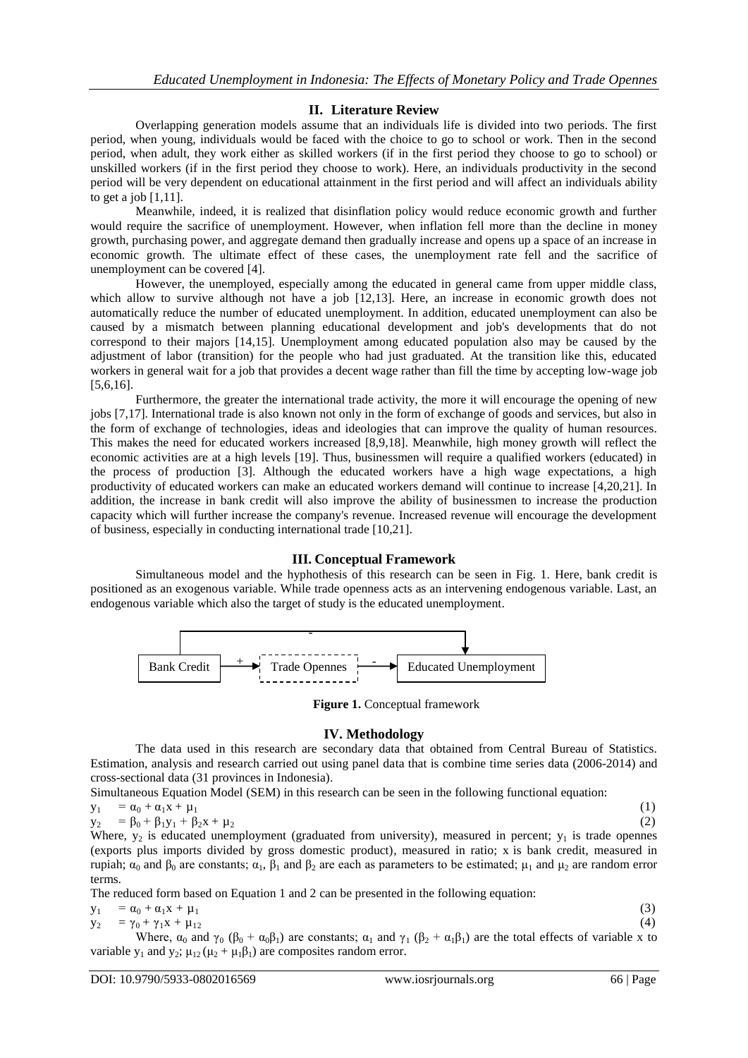## II. Literature Review

Overlapping generation models assume that an individuals life is divided into two periods. The first period, when young, individuals would be faced with the choice to go to school or work. Then in the second period, when adult, they work either as skilled workers (if in the first period they choose to go to school) or unskilled workers (if in the first period they choose to work). Here, an individuals productivity in the second period will be very dependent on educational attainment in the first period and will affect an individuals ability to get a job [1,11].

Meanwhile, indeed, it is realized that disinflation policy would reduce economic growth and further would require the sacrifice of unemployment. However, when inflation fell more than the decline in money growth, purchasing power, and aggregate demand then gradually increase and opens up a space of an increase in economic growth. The ultimate effect of these cases, the unemployment rate fell and the sacrifice of unemployment can be covered [4].

However, the unemployed, especially among the educated in general came from upper middle class, which allow to survive although not have a job [12,13]. Here, an increase in economic growth does not automatically reduce the number of educated unemployment. In addition, educated unemployment can also be caused by a mismatch between planning educational development and job's developments that do not correspond to their majors [14,15]. Unemployment among educated population also may be caused by the adjustment of labor (transition) for the people who had just graduated. At the transition like this, educated workers in general wait for a job that provides a decent wage rather than fill the time by accepting low-wage job [5,6,16].

Furthermore, the greater the international trade activity, the more it will encourage the opening of new jobs [7,17]. International trade is also known not only in the form of exchange of goods and services, but also in the form of exchange of technologies, ideas and ideologies that can improve the quality of human resources. This makes the need for educated workers increased [8,9,18]. Meanwhile, high money growth will reflect the economic activities are at a high levels [19]. Thus, businessmen will require a qualified workers (educated) in the process of production [3]. Although the educated workers have a high wage expectations, a high productivity of educated workers can make an educated workers demand will continue to increase [4,20,21]. In addition, the increase in bank credit will also improve the ability of businessmen to increase the production capacity which will further increase the company's revenue. Increased revenue will encourage the development of business, especially in conducting international trade [10,21].

## III. Conceptual Framework

Simultaneous model and the hyphothesis of this research can be seen in Fig. 1. Here, bank credit is positioned as an exogenous variable. While trade openness acts as an intervening endogenous variable. Last, an endogenous variable which also the target of study is the educated unemployment.

```
 ┌──────────────────────────── - ──────────────────────────────┐
 │                                                              ▼
Bank Credit ──(+)──▶ Trade Opennes ──(-)──▶ Educated Unemployment
```

**Figure 1.** Conceptual framework

## IV. Methodology

The data used in this research are secondary data that obtained from Central Bureau of Statistics. Estimation, analysis and research carried out using panel data that is combine time series data (2006-2014) and cross-sectional data (31 provinces in Indonesia).

Simultaneous Equation Model (SEM) in this research can be seen in the following functional equation:

$$y_1 = \alpha_0 + \alpha_1 x + \mu_1 \quad (1)$$

$$y_2 = \beta_0 + \beta_1 y_1 + \beta_2 x + \mu_2 \quad (2)$$

Where, $y_2$ is educated unemployment (graduated from university), measured in percent; $y_1$ is trade opennes (exports plus imports divided by gross domestic product), measured in ratio; x is bank credit, measured in rupiah; $\alpha_0$ and $\beta_0$ are constants; $\alpha_1$, $\beta_1$ and $\beta_2$ are each as parameters to be estimated; $\mu_1$ and $\mu_2$ are random error terms.

The reduced form based on Equation 1 and 2 can be presented in the following equation:

$$y_1 = \alpha_0 + \alpha_1 x + \mu_1 \quad (3)$$

$$y_2 = \gamma_0 + \gamma_1 x + \mu_{12} \quad (4)$$

Where, $\alpha_0$ and $\gamma_0$ ($\beta_0 + \alpha_0\beta_1$) are constants; $\alpha_1$ and $\gamma_1$ ($\beta_2 + \alpha_1\beta_1$) are the total effects of variable x to variable $y_1$ and $y_2$; $\mu_{12}$ ($\mu_2 + \mu_1\beta_1$) are composites random error.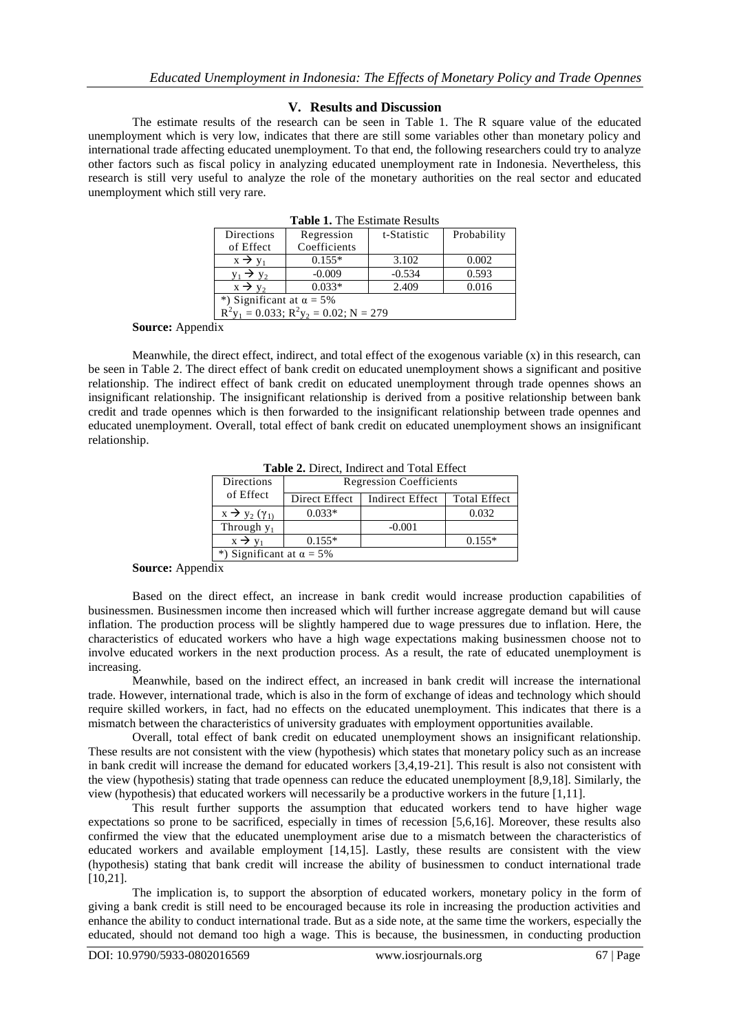## V. Results and Discussion

The estimate results of the research can be seen in Table 1. The R square value of the educated unemployment which is very low, indicates that there are still some variables other than monetary policy and international trade affecting educated unemployment. To that end, the following researchers could try to analyze other factors such as fiscal policy in analyzing educated unemployment rate in Indonesia. Nevertheless, this research is still very useful to analyze the role of the monetary authorities on the real sector and educated unemployment which still very rare.

**Table 1.** The Estimate Results

| Directions of Effect | Regression Coefficients | t-Statistic | Probability |
|---|---|---|---|
| $x \rightarrow y_1$ | 0.155* | 3.102 | 0.002 |
| $y_1 \rightarrow y_2$ | -0.009 | -0.534 | 0.593 |
| $x \rightarrow y_2$ | 0.033* | 2.409 | 0.016 |
| *) Significant at $\alpha = 5\%$ | | | |
| $R^2y_1 = 0.033$; $R^2y_2 = 0.02$; N = 279 | | | |

**Source:** Appendix

Meanwhile, the direct effect, indirect, and total effect of the exogenous variable (x) in this research, can be seen in Table 2. The direct effect of bank credit on educated unemployment shows a significant and positive relationship. The indirect effect of bank credit on educated unemployment through trade opennes shows an insignificant relationship. The insignificant relationship is derived from a positive relationship between bank credit and trade opennes which is then forwarded to the insignificant relationship between trade opennes and educated unemployment. Overall, total effect of bank credit on educated unemployment shows an insignificant relationship.

**Table 2.** Direct, Indirect and Total Effect

| Directions of Effect | Regression Coefficients | | |
|---|---|---|---|
| | Direct Effect | Indirect Effect | Total Effect |
| $x \rightarrow y_2$ ($\gamma_1$) | 0.033* | | 0.032 |
| Through $y_1$ | | -0.001 | |
| $x \rightarrow y_1$ | 0.155* | | 0.155* |
| *) Significant at $\alpha = 5\%$ | | | |

**Source:** Appendix

Based on the direct effect, an increase in bank credit would increase production capabilities of businessmen. Businessmen income then increased which will further increase aggregate demand but will cause inflation. The production process will be slightly hampered due to wage pressures due to inflation. Here, the characteristics of educated workers who have a high wage expectations making businessmen choose not to involve educated workers in the next production process. As a result, the rate of educated unemployment is increasing.

Meanwhile, based on the indirect effect, an increased in bank credit will increase the international trade. However, international trade, which is also in the form of exchange of ideas and technology which should require skilled workers, in fact, had no effects on the educated unemployment. This indicates that there is a mismatch between the characteristics of university graduates with employment opportunities available.

Overall, total effect of bank credit on educated unemployment shows an insignificant relationship. These results are not consistent with the view (hypothesis) which states that monetary policy such as an increase in bank credit will increase the demand for educated workers [3,4,19-21]. This result is also not consistent with the view (hypothesis) stating that trade openness can reduce the educated unemployment [8,9,18]. Similarly, the view (hypothesis) that educated workers will necessarily be a productive workers in the future [1,11].

This result further supports the assumption that educated workers tend to have higher wage expectations so prone to be sacrificed, especially in times of recession [5,6,16]. Moreover, these results also confirmed the view that the educated unemployment arise due to a mismatch between the characteristics of educated workers and available employment [14,15]. Lastly, these results are consistent with the view (hypothesis) stating that bank credit will increase the ability of businessmen to conduct international trade [10,21].

The implication is, to support the absorption of educated workers, monetary policy in the form of giving a bank credit is still need to be encouraged because its role in increasing the production activities and enhance the ability to conduct international trade. But as a side note, at the same time the workers, especially the educated, should not demand too high a wage. This is because, the businessmen, in conducting production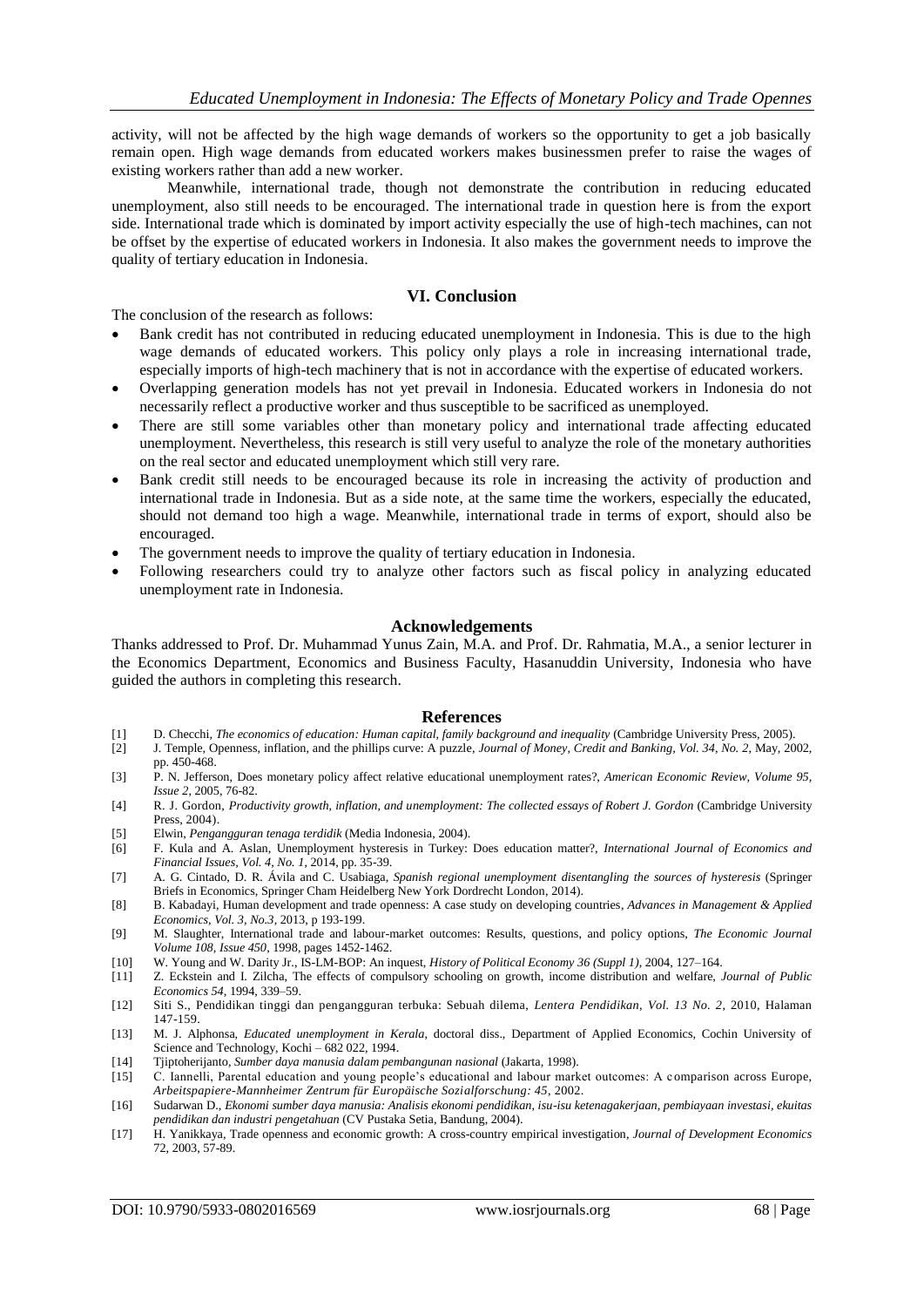activity, will not be affected by the high wage demands of workers so the opportunity to get a job basically remain open. High wage demands from educated workers makes businessmen prefer to raise the wages of existing workers rather than add a new worker.

Meanwhile, international trade, though not demonstrate the contribution in reducing educated unemployment, also still needs to be encouraged. The international trade in question here is from the export side. International trade which is dominated by import activity especially the use of high-tech machines, can not be offset by the expertise of educated workers in Indonesia. It also makes the government needs to improve the quality of tertiary education in Indonesia.

## VI. Conclusion

The conclusion of the research as follows:

- Bank credit has not contributed in reducing educated unemployment in Indonesia. This is due to the high wage demands of educated workers. This policy only plays a role in increasing international trade, especially imports of high-tech machinery that is not in accordance with the expertise of educated workers.
- Overlapping generation models has not yet prevail in Indonesia. Educated workers in Indonesia do not necessarily reflect a productive worker and thus susceptible to be sacrificed as unemployed.
- There are still some variables other than monetary policy and international trade affecting educated unemployment. Nevertheless, this research is still very useful to analyze the role of the monetary authorities on the real sector and educated unemployment which still very rare.
- Bank credit still needs to be encouraged because its role in increasing the activity of production and international trade in Indonesia. But as a side note, at the same time the workers, especially the educated, should not demand too high a wage. Meanwhile, international trade in terms of export, should also be encouraged.
- The government needs to improve the quality of tertiary education in Indonesia.
- Following researchers could try to analyze other factors such as fiscal policy in analyzing educated unemployment rate in Indonesia.

## Acknowledgements

Thanks addressed to Prof. Dr. Muhammad Yunus Zain, M.A. and Prof. Dr. Rahmatia, M.A., a senior lecturer in the Economics Department, Economics and Business Faculty, Hasanuddin University, Indonesia who have guided the authors in completing this research.

## References

[1] D. Checchi, *The economics of education: Human capital, family background and inequality* (Cambridge University Press, 2005).
[2] J. Temple, Openness, inflation, and the phillips curve: A puzzle, *Journal of Money, Credit and Banking, Vol. 34, No. 2,* May, 2002, pp. 450-468.
[3] P. N. Jefferson, Does monetary policy affect relative educational unemployment rates?, *American Economic Review, Volume 95, Issue 2,* 2005, 76-82.
[4] R. J. Gordon, *Productivity growth, inflation, and unemployment: The collected essays of Robert J. Gordon* (Cambridge University Press, 2004).
[5] Elwin, *Pengangguran tenaga terdidik* (Media Indonesia, 2004).
[6] F. Kula and A. Aslan, Unemployment hysteresis in Turkey: Does education matter?, *International Journal of Economics and Financial Issues, Vol. 4, No. 1,* 2014, pp. 35-39.
[7] A. G. Cintado, D. R. Ávila and C. Usabiaga, *Spanish regional unemployment disentangling the sources of hysteresis* (Springer Briefs in Economics, Springer Cham Heidelberg New York Dordrecht London, 2014).
[8] B. Kabadayi, Human development and trade openness: A case study on developing countries, *Advances in Management & Applied Economics, Vol. 3, No.3,* 2013, p 193-199.
[9] M. Slaughter, International trade and labour-market outcomes: Results, questions, and policy options, *The Economic Journal Volume 108, Issue 450,* 1998, pages 1452-1462.
[10] W. Young and W. Darity Jr., IS-LM-BOP: An inquest, *History of Political Economy 36 (Suppl 1),* 2004, 127–164.
[11] Z. Eckstein and I. Zilcha, The effects of compulsory schooling on growth, income distribution and welfare, *Journal of Public Economics 54,* 1994, 339–59.
[12] Siti S., Pendidikan tinggi dan pengangguran terbuka: Sebuah dilema, *Lentera Pendidikan, Vol. 13 No. 2,* 2010, Halaman 147-159.
[13] M. J. Alphonsa, *Educated unemployment in Kerala,* doctoral diss., Department of Applied Economics, Cochin University of Science and Technology, Kochi – 682 022, 1994.
[14] Tjiptoherijanto, *Sumber daya manusia dalam pembangunan nasional* (Jakarta, 1998).
[15] C. Iannelli, Parental education and young people's educational and labour market outcomes: A comparison across Europe, *Arbeitspapiere-Mannheimer Zentrum für Europäische Sozialforschung: 45,* 2002.
[16] Sudarwan D., *Ekonomi sumber daya manusia: Analisis ekonomi pendidikan, isu-isu ketenagakerjaan, pembiayaan investasi, ekuitas pendidikan dan industri pengetahuan* (CV Pustaka Setia, Bandung, 2004).
[17] H. Yanikkaya, Trade openness and economic growth: A cross-country empirical investigation, *Journal of Development Economics* 72, 2003, 57-89.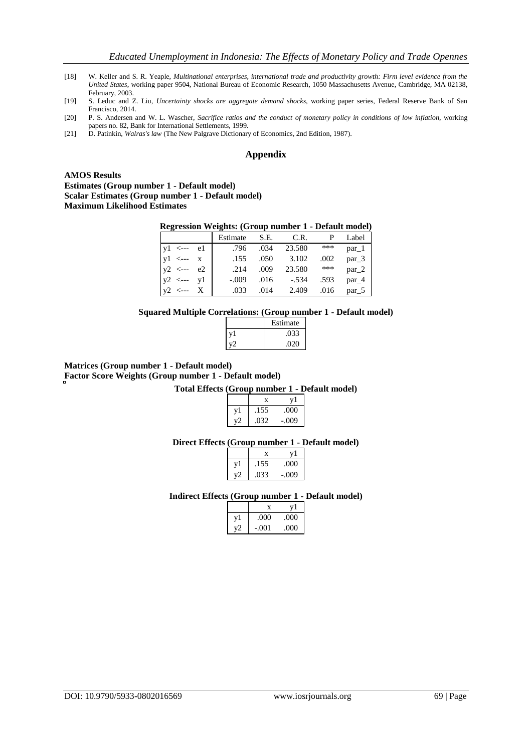[18] W. Keller and S. R. Yeaple, *Multinational enterprises, international trade and productivity growth: Firm level evidence from the United States*, working paper 9504, National Bureau of Economic Research, 1050 Massachusetts Avenue, Cambridge, MA 02138, February, 2003.

[19] S. Leduc and Z. Liu, *Uncertainty shocks are aggregate demand shocks*, working paper series, Federal Reserve Bank of San Francisco, 2014.

[20] P. S. Andersen and W. L. Wascher, *Sacrifice ratios and the conduct of monetary policy in conditions of low inflation*, working papers no. 82, Bank for International Settlements, 1999.

[21] D. Patinkin, *Walras's law* (The New Palgrave Dictionary of Economics, 2nd Edition, 1987).

## Appendix

**AMOS Results**
**Estimates (Group number 1 - Default model)**
**Scalar Estimates (Group number 1 - Default model)**
**Maximum Likelihood Estimates**

**Regression Weights: (Group number 1 - Default model)**

| | Estimate | S.E. | C.R. | P | Label |
|---|---|---|---|---|---|
| y1 <--- e1 | .796 | .034 | 23.580 | *** | par_1 |
| y1 <--- x | .155 | .050 | 3.102 | .002 | par_3 |
| y2 <--- e2 | .214 | .009 | 23.580 | *** | par_2 |
| y2 <--- y1 | -.009 | .016 | -.534 | .593 | par_4 |
| y2 <--- X | .033 | .014 | 2.409 | .016 | par_5 |

**Squared Multiple Correlations: (Group number 1 - Default model)**

| | Estimate |
|---|---|
| y1 | .033 |
| y2 | .020 |

**Matrices (Group number 1 - Default model)**
**Factor Score Weights (Group number 1 - Default model)**

**Total Effects (Group number 1 - Default model)**

| | x | y1 |
|---|---|---|
| y1 | .155 | .000 |
| y2 | .032 | -.009 |

**Direct Effects (Group number 1 - Default model)**

| | x | y1 |
|---|---|---|
| y1 | .155 | .000 |
| y2 | .033 | -.009 |

**Indirect Effects (Group number 1 - Default model)**

| | x | y1 |
|---|---|---|
| y1 | .000 | .000 |
| y2 | -.001 | .000 |